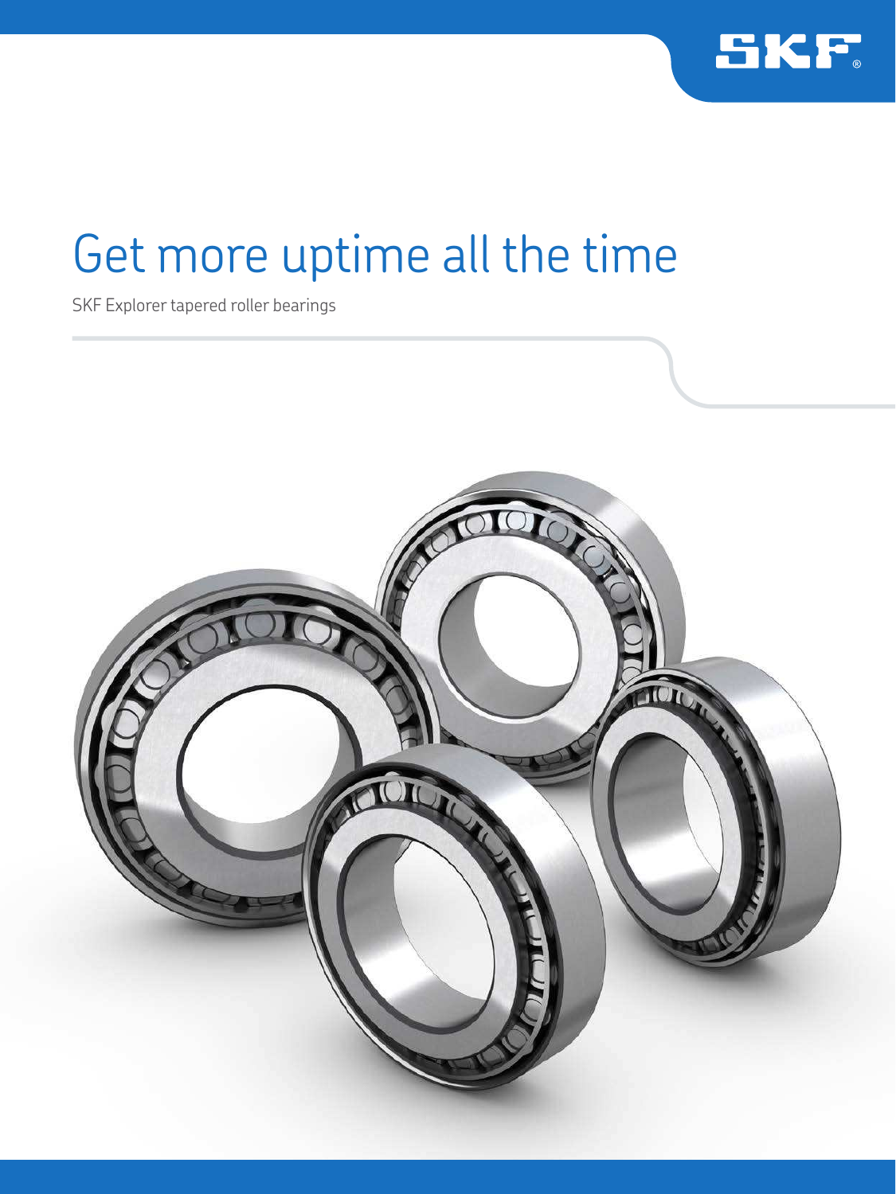# Get more uptime all the time

SKF Explorer tapered roller bearings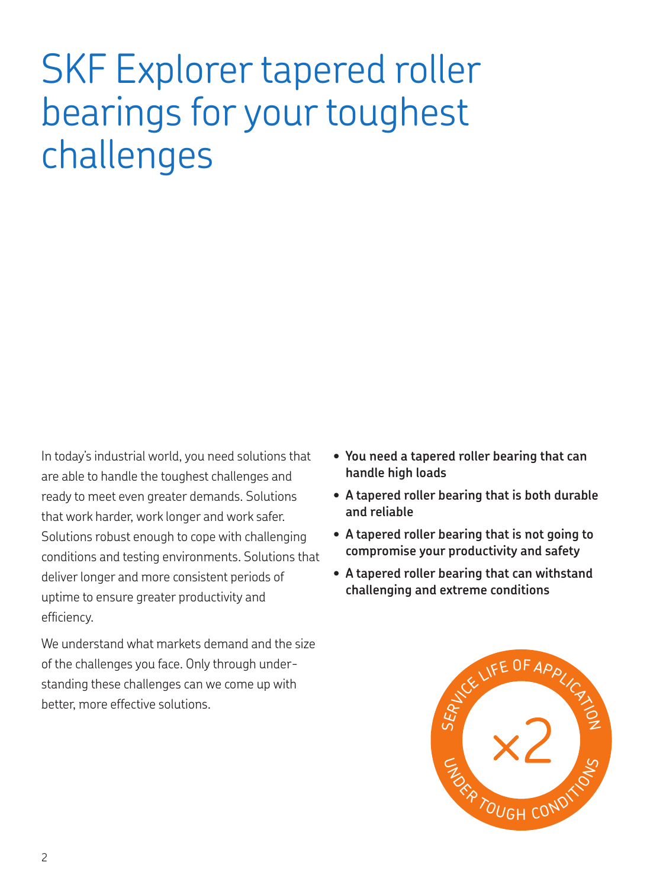# SKF Explorer tapered roller bearings for your toughest challenges

In today's industrial world, you need solutions that are able to handle the toughest challenges and ready to meet even greater demands. Solutions that work harder, work longer and work safer. Solutions robust enough to cope with challenging conditions and testing environments. Solutions that deliver longer and more consistent periods of uptime to ensure greater productivity and efficiency.

We understand what markets demand and the size of the challenges you face. Only through understanding these challenges can we come up with better, more effective solutions.

- **You need a tapered roller bearing that can handle high loads**
- **A tapered roller bearing that is both durable and reliable**
- **A tapered roller bearing that is not going to compromise your productivity and safety**
- **A tapered roller bearing that can withstand challenging and extreme conditions**

SERVICE LIFE OF APPLICATION ×2 UNDER TOUGH CONDITIONS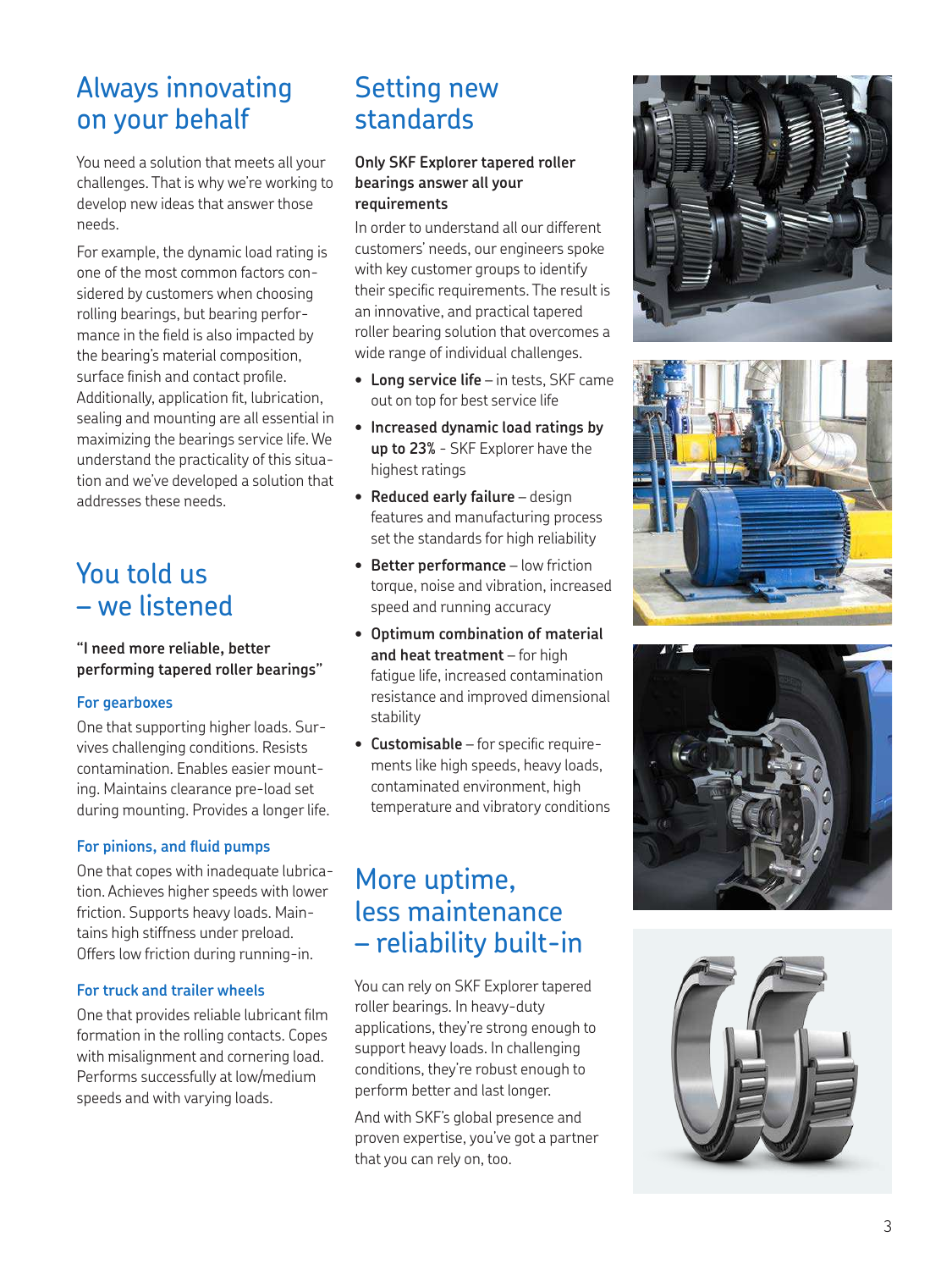# Always innovating on your behalf

You need a solution that meets all your challenges. That is why we're working to develop new ideas that answer those needs.

For example, the dynamic load rating is one of the most common factors considered by customers when choosing rolling bearings, but bearing performance in the field is also impacted by the bearing's material composition, surface finish and contact profile. Additionally, application fit, lubrication, sealing and mounting are all essential in maximizing the bearings service life. We understand the practicality of this situation and we've developed a solution that addresses these needs.

# You told us – we listened

**"I need more reliable, better performing tapered roller bearings"**

### For gearboxes

One that supporting higher loads. Survives challenging conditions. Resists contamination. Enables easier mounting. Maintains clearance pre-load set during mounting. Provides a longer life.

### For pinions, and fluid pumps

One that copes with inadequate lubrication. Achieves higher speeds with lower friction. Supports heavy loads. Maintains high stiffness under preload. Offers low friction during running-in.

### For truck and trailer wheels

One that provides reliable lubricant film formation in the rolling contacts. Copes with misalignment and cornering load. Performs successfully at low/medium speeds and with varying loads.

# Setting new standards

**Only SKF Explorer tapered roller bearings answer all your requirements**

In order to understand all our different customers' needs, our engineers spoke with key customer groups to identify their specific requirements. The result is an innovative, and practical tapered roller bearing solution that overcomes a wide range of individual challenges.

- **Long service life** – in tests, SKF came out on top for best service life
- **Increased dynamic load ratings by up to 23%** - SKF Explorer have the highest ratings
- **Reduced early failure** – design features and manufacturing process set the standards for high reliability
- **Better performance** – low friction torque, noise and vibration, increased speed and running accuracy
- **Optimum combination of material and heat treatment** – for high fatigue life, increased contamination resistance and improved dimensional stability
- **Customisable** – for specific requirements like high speeds, heavy loads, contaminated environment, high temperature and vibratory conditions

# More uptime, less maintenance – reliability built-in

You can rely on SKF Explorer tapered roller bearings. In heavy-duty applications, they're strong enough to support heavy loads. In challenging conditions, they're robust enough to perform better and last longer.

And with SKF's global presence and proven expertise, you've got a partner that you can rely on, too.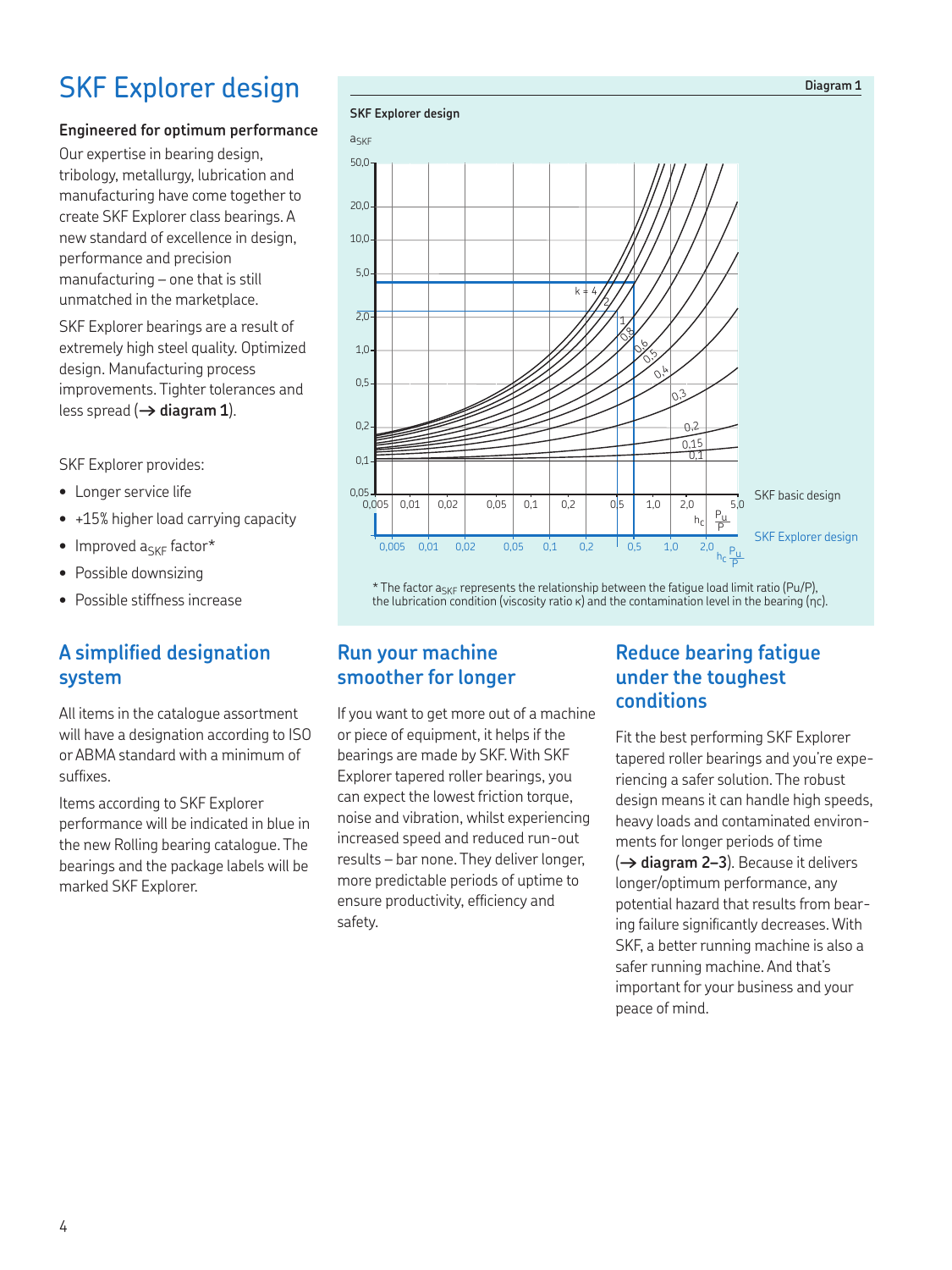# SKF Explorer design

**Engineered for optimum performance**

Our expertise in bearing design, tribology, metallurgy, lubrication and manufacturing have come together to create SKF Explorer class bearings. A new standard of excellence in design, performance and precision manufacturing – one that is still unmatched in the marketplace.

SKF Explorer bearings are a result of extremely high steel quality. Optimized design. Manufacturing process improvements. Tighter tolerances and less spread (→ **diagram 1**).

SKF Explorer provides:

- Longer service life
- +15% higher load carrying capacity
- Improved $a_{SKF}$ factor*
- Possible downsizing
- Possible stiffness increase

Diagram 1

SKF Explorer design

$a_{SKF}$

SKF basic design

SKF Explorer design

$\eta_c \frac{P_u}{P}$

* The factor $a_{SKF}$ represents the relationship between the fatigue load limit ratio (Pu/P), the lubrication condition (viscosity ratio κ) and the contamination level in the bearing (ηc).

## A simplified designation system

All items in the catalogue assortment will have a designation according to ISO or ABMA standard with a minimum of suffixes.

Items according to SKF Explorer performance will be indicated in blue in the new Rolling bearing catalogue. The bearings and the package labels will be marked SKF Explorer.

## Run your machine smoother for longer

If you want to get more out of a machine or piece of equipment, it helps if the bearings are made by SKF. With SKF Explorer tapered roller bearings, you can expect the lowest friction torque, noise and vibration, whilst experiencing increased speed and reduced run-out results – bar none. They deliver longer, more predictable periods of uptime to ensure productivity, efficiency and safety.

## Reduce bearing fatigue under the toughest conditions

Fit the best performing SKF Explorer tapered roller bearings and you're experiencing a safer solution. The robust design means it can handle high speeds, heavy loads and contaminated environments for longer periods of time (→ **diagram 2–3**). Because it delivers longer/optimum performance, any potential hazard that results from bearing failure significantly decreases. With SKF, a better running machine is also a safer running machine. And that's important for your business and your peace of mind.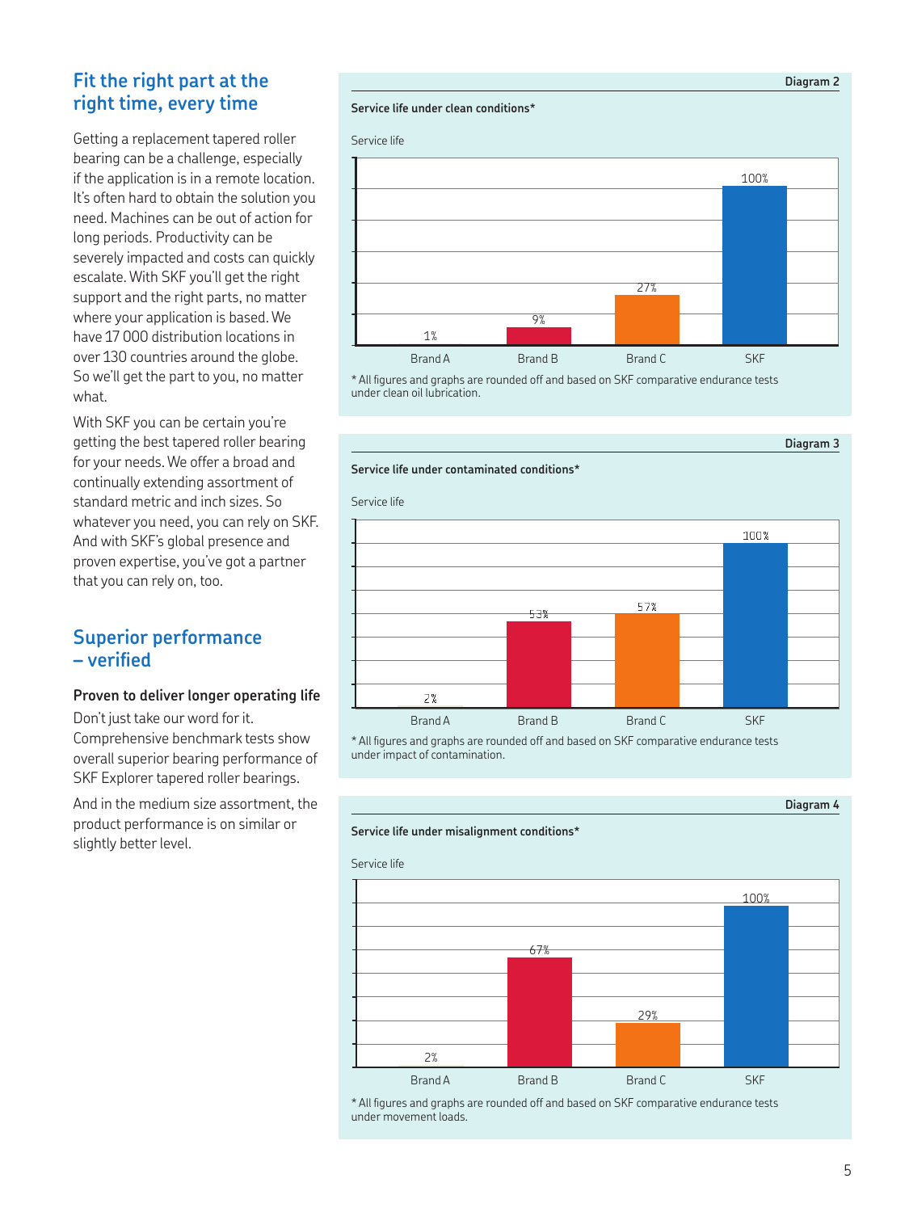## Fit the right part at the right time, every time

Getting a replacement tapered roller bearing can be a challenge, especially if the application is in a remote location. It's often hard to obtain the solution you need. Machines can be out of action for long periods. Productivity can be severely impacted and costs can quickly escalate. With SKF you'll get the right support and the right parts, no matter where your application is based. We have 17 000 distribution locations in over 130 countries around the globe. So we'll get the part to you, no matter what.

With SKF you can be certain you're getting the best tapered roller bearing for your needs. We offer a broad and continually extending assortment of standard metric and inch sizes. So whatever you need, you can rely on SKF. And with SKF's global presence and proven expertise, you've got a partner that you can rely on, too.

## Superior performance – verified

**Proven to deliver longer operating life**

Don't just take our word for it. Comprehensive benchmark tests show overall superior bearing performance of SKF Explorer tapered roller bearings.

And in the medium size assortment, the product performance is on similar or slightly better level.

**Diagram 2**

**Service life under clean conditions***

Service life

| Brand A | Brand B | Brand C | SKF |
|---|---|---|---|
| 1% | 9% | 27% | 100% |

* All figures and graphs are rounded off and based on SKF comparative endurance tests under clean oil lubrication.

**Diagram 3**

**Service life under contaminated conditions***

Service life

| Brand A | Brand B | Brand C | SKF |
|---|---|---|---|
| 2% | 53% | 57% | 100% |

* All figures and graphs are rounded off and based on SKF comparative endurance tests under impact of contamination.

**Diagram 4**

**Service life under misalignment conditions***

Service life

| Brand A | Brand B | Brand C | SKF |
|---|---|---|---|
| 2% | 67% | 29% | 100% |

* All figures and graphs are rounded off and based on SKF comparative endurance tests under movement loads.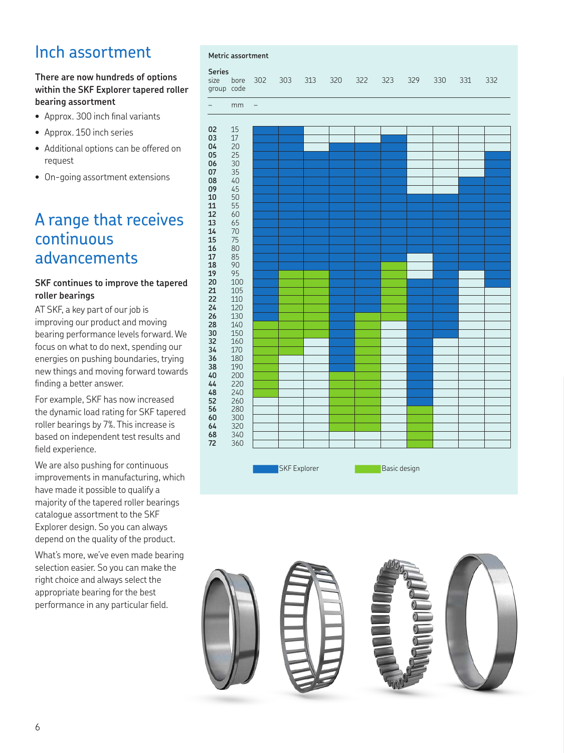# Inch assortment

**There are now hundreds of options within the SKF Explorer tapered roller bearing assortment**

- Approx. 300 inch final variants
- Approx. 150 inch series
- Additional options can be offered on request
- On-going assortment extensions

# A range that receives continuous advancements

**SKF continues to improve the tapered roller bearings**

AT SKF, a key part of our job is improving our product and moving bearing performance levels forward. We focus on what to do next, spending our energies on pushing boundaries, trying new things and moving forward towards finding a better answer.

For example, SKF has now increased the dynamic load rating for SKF tapered roller bearings by 7%. This increase is based on independent test results and field experience.

We are also pushing for continuous improvements in manufacturing, which have made it possible to qualify a majority of the tapered roller bearings catalogue assortment to the SKF Explorer design. So you can always depend on the quality of the product.

What's more, we've even made bearing selection easier. So you can make the right choice and always select the appropriate bearing for the best performance in any particular field.

**Metric assortment**

E = SKF Explorer, B = Basic design

| Series size group | bore code | 302 | 303 | 313 | 320 | 322 | 323 | 329 | 330 | 331 | 332 |
|---|---|---|---|---|---|---|---|---|---|---|---|
| – | mm | – | | | | | | | | | |
| 02 | 15 | E | E | | | | | | | | |
| 03 | 17 | E | E | | | | E | | | | |
| 04 | 20 | E | E | | E | E | E | | | | |
| 05 | 25 | E | E | E | E | E | E | | | | E |
| 06 | 30 | E | E | E | E | E | E | | | | E |
| 07 | 35 | E | E | E | E | E | E | | | | E |
| 08 | 40 | E | E | E | E | E | E | | | E | E |
| 09 | 45 | E | E | E | E | E | E | | | E | E |
| 10 | 50 | E | E | E | E | E | E | E | E | E | E |
| 11 | 55 | E | E | E | E | E | E | E | E | E | E |
| 12 | 60 | E | E | E | E | E | E | E | E | E | E |
| 13 | 65 | E | E | E | E | E | E | E | E | E | E |
| 14 | 70 | E | E | E | E | E | E | E | E | E | E |
| 15 | 75 | E | E | E | E | E | E | E | E | E | E |
| 16 | 80 | E | E | E | E | E | E | E | E | E | E |
| 17 | 85 | E | E | E | E | E | E | | E | E | E |
| 18 | 90 | E | E | E | E | E | B | | E | E | E |
| 19 | 95 | E | B | B | E | E | B | | E | | E |
| 20 | 100 | E | B | B | E | E | B | E | E | | E |
| 21 | 105 | E | B | B | E | E | B | E | E | | |
| 22 | 110 | E | B | B | E | E | B | E | E | | |
| 24 | 120 | E | B | B | E | E | B | E | E | | |
| 26 | 130 | E | B | B | E | B | B | E | E | | |
| 28 | 140 | B | B | B | E | B | | E | E | | |
| 30 | 150 | B | B | B | E | B | | E | E | | |
| 32 | 160 | B | B | | E | B | | E | | | |
| 34 | 170 | B | B | | E | B | | E | | | |
| 36 | 180 | B | | | E | B | | E | | | |
| 38 | 190 | B | | | E | B | | E | | | |
| 40 | 200 | B | | | B | B | | E | | | |
| 44 | 220 | B | | | B | B | | E | | | |
| 48 | 240 | B | | | B | B | | E | | | |
| 52 | 260 | | | | B | B | | E | | | |
| 56 | 280 | | | | B | B | | B | | | |
| 60 | 300 | | | | B | B | | B | | | |
| 64 | 320 | | | | B | B | | B | | | |
| 68 | 340 | | | | | | | B | | | |
| 72 | 360 | | | | | | | B | | | |

SKF Explorer    Basic design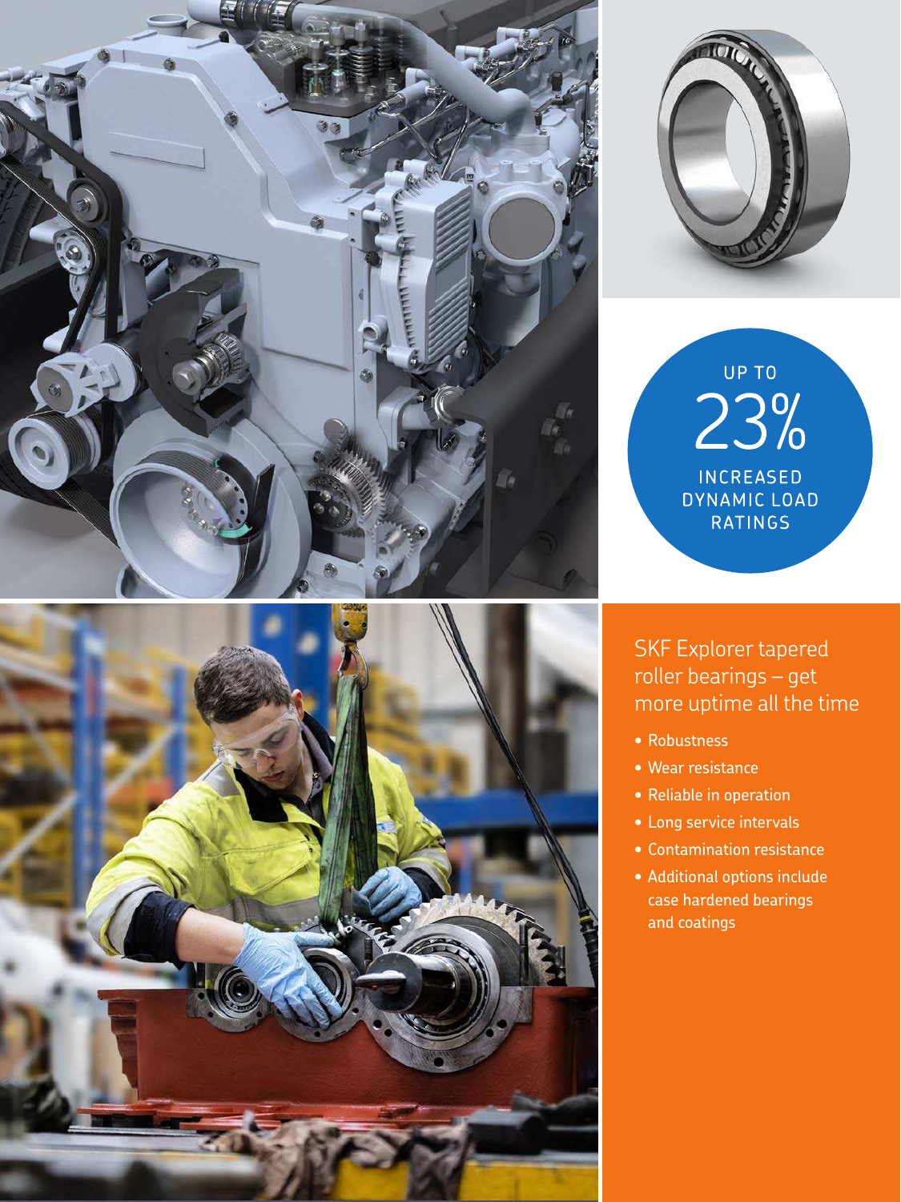UP TO

23%

INCREASED DYNAMIC LOAD RATINGS

## SKF Explorer tapered roller bearings – get more uptime all the time

- Robustness
- Wear resistance
- Reliable in operation
- Long service intervals
- Contamination resistance
- Additional options include case hardened bearings and coatings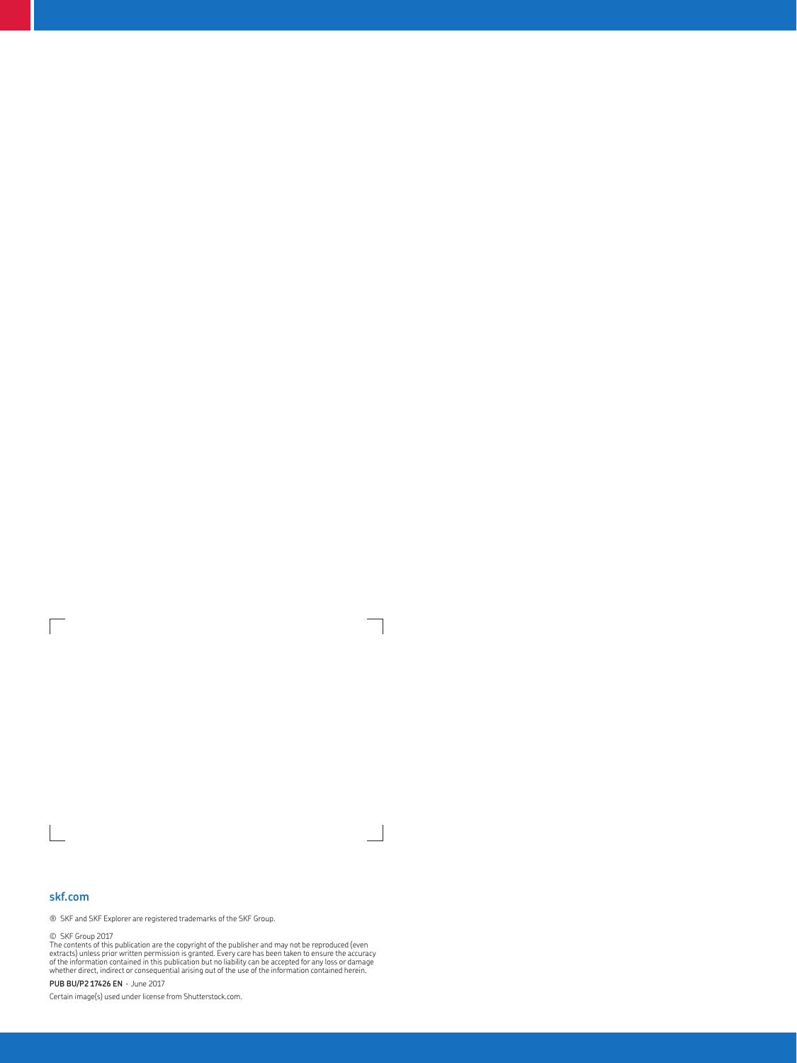**skf.com**

® SKF and SKF Explorer are registered trademarks of the SKF Group.

© SKF Group 2017
The contents of this publication are the copyright of the publisher and may not be reproduced (even extracts) unless prior written permission is granted. Every care has been taken to ensure the accuracy of the information contained in this publication but no liability can be accepted for any loss or damage whether direct, indirect or consequential arising out of the use of the information contained herein.

**PUB BU/P2 17426 EN** · June 2017

Certain image(s) used under license from Shutterstock.com.